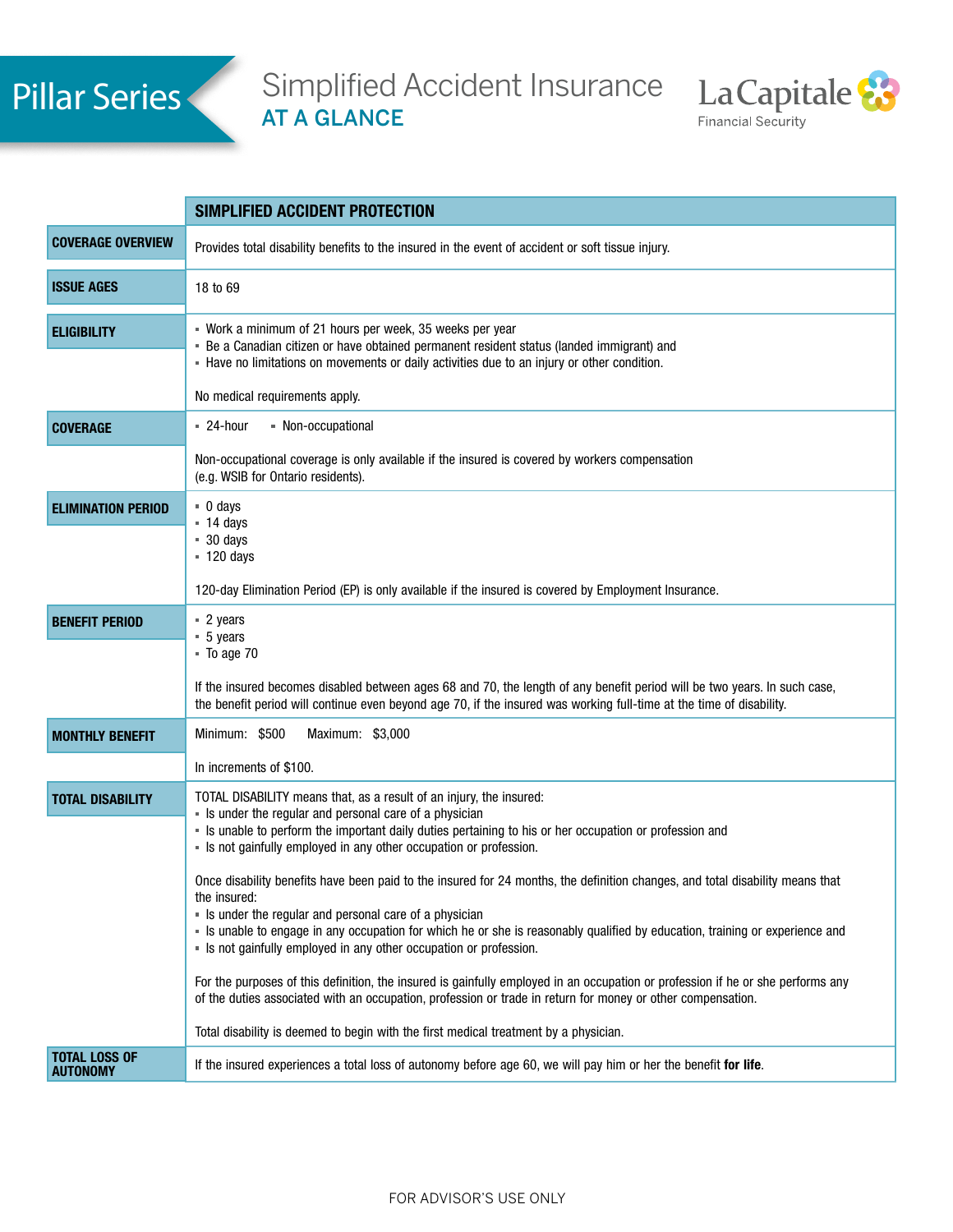# Pillar Series

## Simplified Accident Insurance AT A GLANCE

La Capitale Financial Security

| | SIMPLIFIED ACCIDENT PROTECTION |
|---|---|
| **COVERAGE OVERVIEW** | Provides total disability benefits to the insured in the event of accident or soft tissue injury. |
| **ISSUE AGES** | 18 to 69 |
| **ELIGIBILITY** | ▪ Work a minimum of 21 hours per week, 35 weeks per year<br>▪ Be a Canadian citizen or have obtained permanent resident status (landed immigrant) and<br>▪ Have no limitations on movements or daily activities due to an injury or other condition.<br><br>No medical requirements apply. |
| **COVERAGE** | ▪ 24-hour ▪ Non-occupational<br><br>Non-occupational coverage is only available if the insured is covered by workers compensation (e.g. WSIB for Ontario residents). |
| **ELIMINATION PERIOD** | ▪ 0 days<br>▪ 14 days<br>▪ 30 days<br>▪ 120 days<br><br>120-day Elimination Period (EP) is only available if the insured is covered by Employment Insurance. |
| **BENEFIT PERIOD** | ▪ 2 years<br>▪ 5 years<br>▪ To age 70<br><br>If the insured becomes disabled between ages 68 and 70, the length of any benefit period will be two years. In such case, the benefit period will continue even beyond age 70, if the insured was working full-time at the time of disability. |
| **MONTHLY BENEFIT** | Minimum: $500 Maximum: $3,000<br><br>In increments of $100. |
| **TOTAL DISABILITY** | TOTAL DISABILITY means that, as a result of an injury, the insured:<br>▪ Is under the regular and personal care of a physician<br>▪ Is unable to perform the important daily duties pertaining to his or her occupation or profession and<br>▪ Is not gainfully employed in any other occupation or profession.<br><br>Once disability benefits have been paid to the insured for 24 months, the definition changes, and total disability means that the insured:<br>▪ Is under the regular and personal care of a physician<br>▪ Is unable to engage in any occupation for which he or she is reasonably qualified by education, training or experience and<br>▪ Is not gainfully employed in any other occupation or profession.<br><br>For the purposes of this definition, the insured is gainfully employed in an occupation or profession if he or she performs any of the duties associated with an occupation, profession or trade in return for money or other compensation.<br><br>Total disability is deemed to begin with the first medical treatment by a physician. |
| **TOTAL LOSS OF AUTONOMY** | If the insured experiences a total loss of autonomy before age 60, we will pay him or her the benefit **for life**. |

FOR ADVISOR'S USE ONLY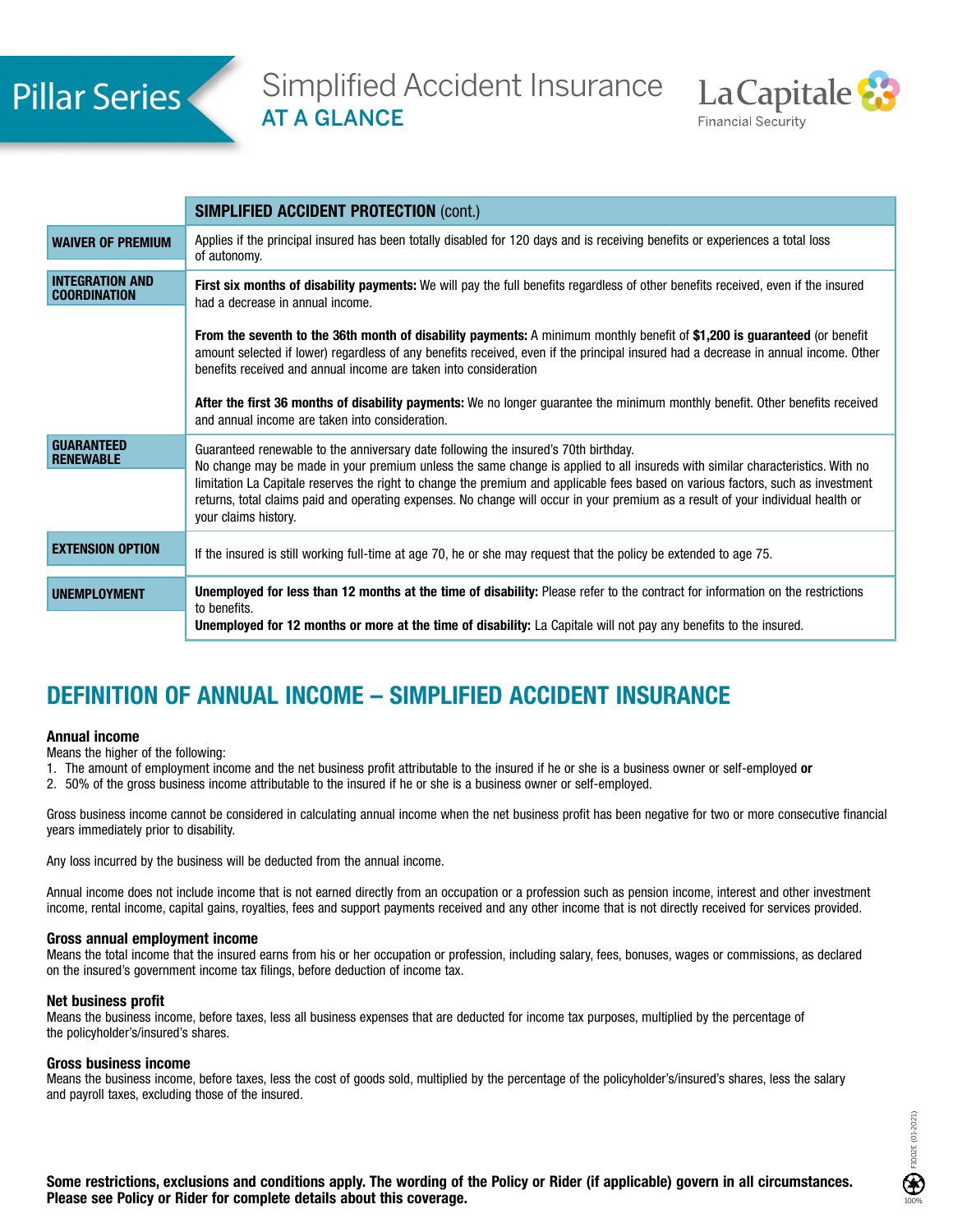| | SIMPLIFIED ACCIDENT PROTECTION (cont.) |
|---|---|
| **WAIVER OF PREMIUM** | Applies if the principal insured has been totally disabled for 120 days and is receiving benefits or experiences a total loss of autonomy. |
| **INTEGRATION AND COORDINATION** | **First six months of disability payments:** We will pay the full benefits regardless of other benefits received, even if the insured had a decrease in annual income.<br><br>**From the seventh to the 36th month of disability payments:** A minimum monthly benefit of **$1,200 is guaranteed** (or benefit amount selected if lower) regardless of any benefits received, even if the principal insured had a decrease in annual income. Other benefits received and annual income are taken into consideration<br><br>**After the first 36 months of disability payments:** We no longer guarantee the minimum monthly benefit. Other benefits received and annual income are taken into consideration. |
| **GUARANTEED RENEWABLE** | Guaranteed renewable to the anniversary date following the insured's 70th birthday.<br>No change may be made in your premium unless the same change is applied to all insureds with similar characteristics. With no limitation La Capitale reserves the right to change the premium and applicable fees based on various factors, such as investment returns, total claims paid and operating expenses. No change will occur in your premium as a result of your individual health or your claims history. |
| **EXTENSION OPTION** | If the insured is still working full-time at age 70, he or she may request that the policy be extended to age 75. |
| **UNEMPLOYMENT** | **Unemployed for less than 12 months at the time of disability:** Please refer to the contract for information on the restrictions to benefits.<br>**Unemployed for 12 months or more at the time of disability:** La Capitale will not pay any benefits to the insured. |

## DEFINITION OF ANNUAL INCOME – SIMPLIFIED ACCIDENT INSURANCE

### Annual income

Means the higher of the following:

1. The amount of employment income and the net business profit attributable to the insured if he or she is a business owner or self-employed **or**
2. 50% of the gross business income attributable to the insured if he or she is a business owner or self-employed.

Gross business income cannot be considered in calculating annual income when the net business profit has been negative for two or more consecutive financial years immediately prior to disability.

Any loss incurred by the business will be deducted from the annual income.

Annual income does not include income that is not earned directly from an occupation or a profession such as pension income, interest and other investment income, rental income, capital gains, royalties, fees and support payments received and any other income that is not directly received for services provided.

### Gross annual employment income

Means the total income that the insured earns from his or her occupation or profession, including salary, fees, bonuses, wages or commissions, as declared on the insured's government income tax filings, before deduction of income tax.

### Net business profit

Means the business income, before taxes, less all business expenses that are deducted for income tax purposes, multiplied by the percentage of the policyholder's/insured's shares.

### Gross business income

Means the business income, before taxes, less the cost of goods sold, multiplied by the percentage of the policyholder's/insured's shares, less the salary and payroll taxes, excluding those of the insured.

**Some restrictions, exclusions and conditions apply. The wording of the Policy or Rider (if applicable) govern in all circumstances. Please see Policy or Rider for complete details about this coverage.**